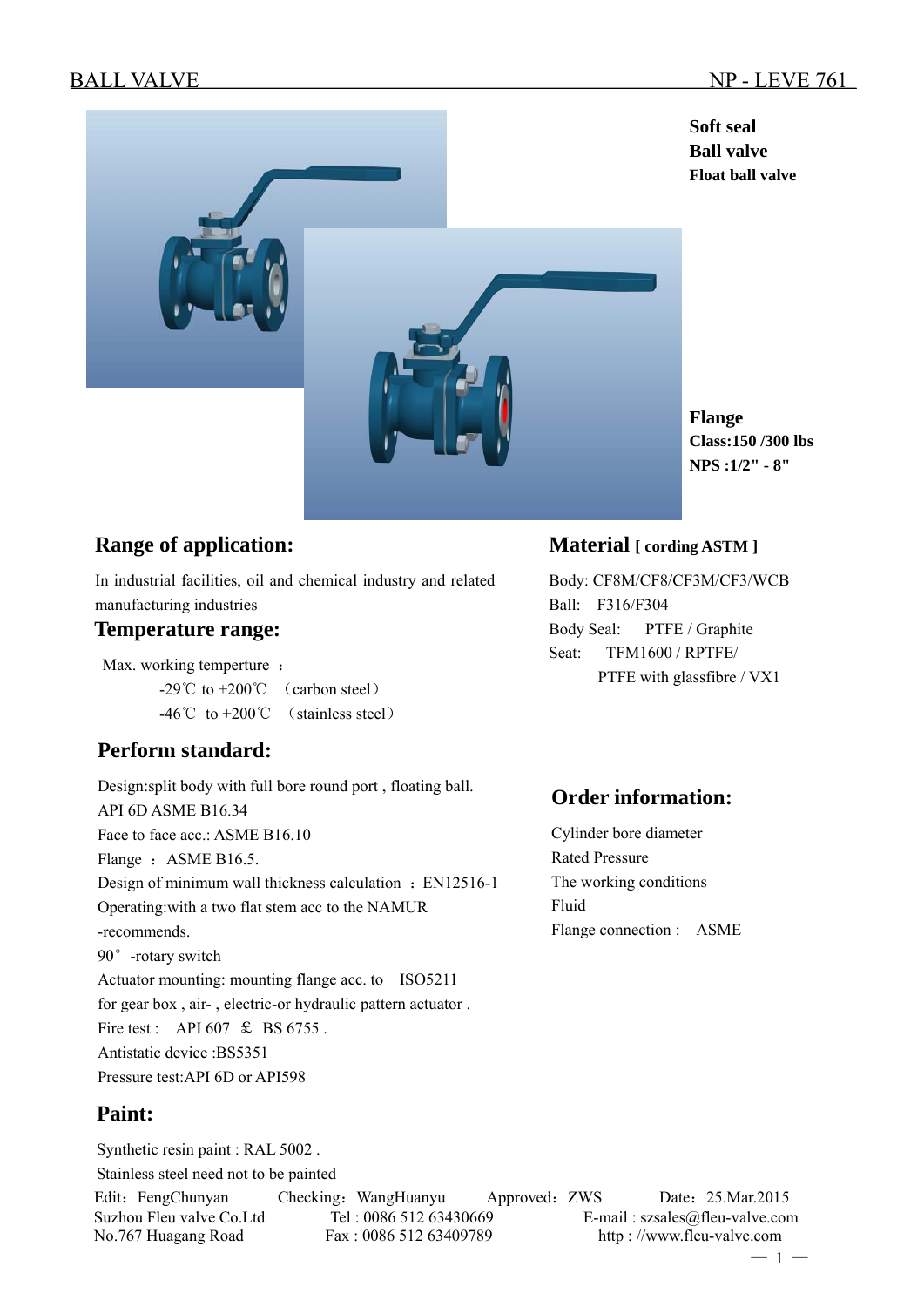# BALL VALVE NP - LEVE 761

**Soft seal**
**Ball valve**
**Float ball valve**

**Flange**
**Class:150 /300 lbs**
**NPS :1/2" - 8"**

## Range of application:

In industrial facilities, oil and chemical industry and related manufacturing industries

## Temperature range:

Max. working temperture ：

-29℃ to +200℃ （carbon steel）

-46℃ to +200℃ （stainless steel）

## Perform standard:

Design:split body with full bore round port , floating ball.
API 6D ASME B16.34
Face to face acc.: ASME B16.10
Flange ： ASME B16.5.
Design of minimum wall thickness calculation ：EN12516-1
Operating:with a two flat stem acc to the NAMUR -recommends.
90° -rotary switch
Actuator mounting: mounting flange acc. to ISO5211 for gear box , air- , electric-or hydraulic pattern actuator .
Fire test : API 607 ＆ BS 6755 .
Antistatic device :BS5351
Pressure test:API 6D or API598

## Paint:

Synthetic resin paint : RAL 5002 .
Stainless steel need not to be painted

## Material [ cording ASTM ]

Body: CF8M/CF8/CF3M/CF3/WCB
Ball: F316/F304
Body Seal: PTFE / Graphite
Seat: TFM1600 / RPTFE/ PTFE with glassfibre / VX1

## Order information:

Cylinder bore diameter
Rated Pressure
The working conditions
Fluid
Flange connection : ASME

Edit：FengChunyan Checking：WangHuanyu Approved：ZWS Date：25.Mar.2015
Suzhou Fleu valve Co.Ltd Tel : 0086 512 63430669 E-mail : szsales@fleu-valve.com
No.767 Huagang Road Fax : 0086 512 63409789 http : //www.fleu-valve.com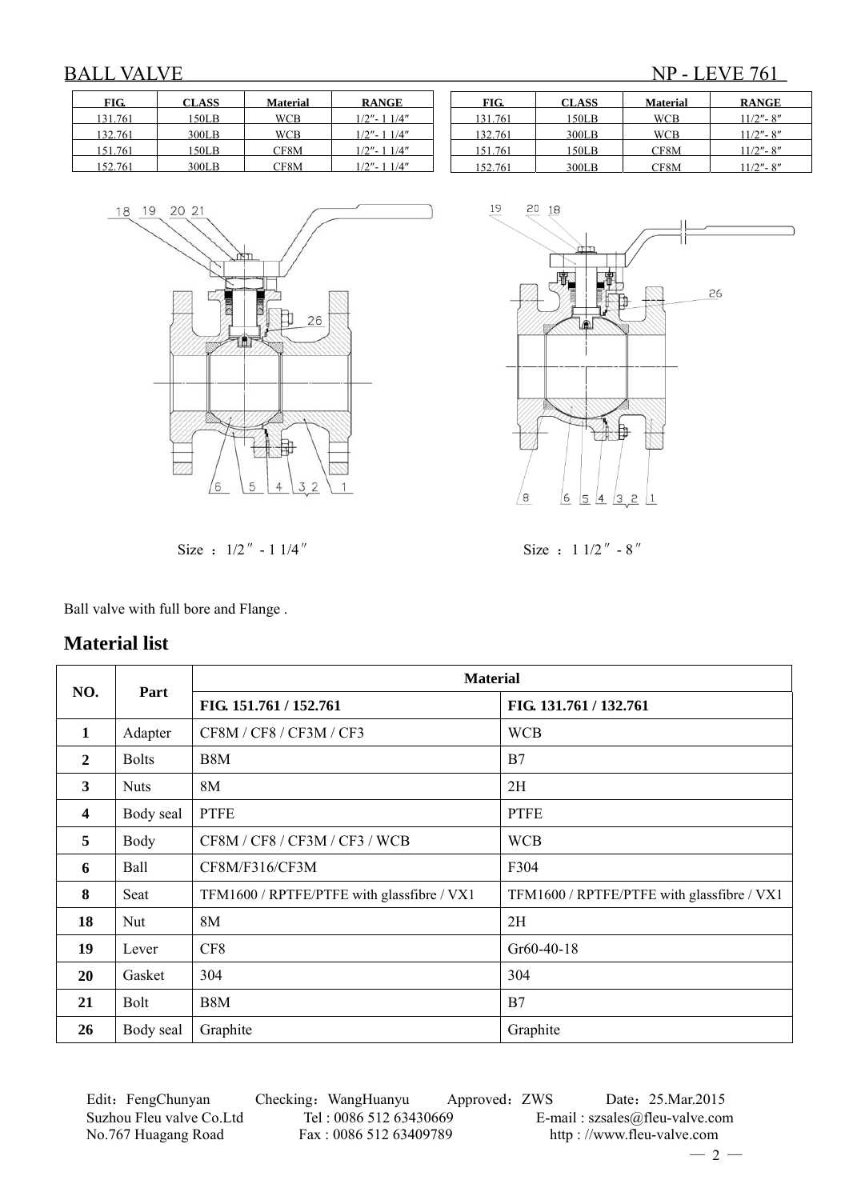# BALL VALVE NP - LEVE 761

| FIG. | CLASS | Material | RANGE |
|---|---|---|---|
| 131.761 | 150LB | WCB | 1/2″- 1 1/4″ |
| 132.761 | 300LB | WCB | 1/2″- 1 1/4″ |
| 151.761 | 150LB | CF8M | 1/2″- 1 1/4″ |
| 152.761 | 300LB | CF8M | 1/2″- 1 1/4″ |

| FIG. | CLASS | Material | RANGE |
|---|---|---|---|
| 131.761 | 150LB | WCB | 11/2″- 8″ |
| 132.761 | 300LB | WCB | 11/2″- 8″ |
| 151.761 | 150LB | CF8M | 11/2″- 8″ |
| 152.761 | 300LB | CF8M | 11/2″- 8″ |

Size ：1/2″ - 1 1/4″

Size ：1 1/2″ - 8″

Ball valve with full bore and Flange .

## Material list

| NO. | Part | Material | |
|---|---|---|---|
| | | FIG. 151.761 / 152.761 | FIG. 131.761 / 132.761 |
| **1** | Adapter | CF8M / CF8 / CF3M / CF3 | WCB |
| **2** | Bolts | B8M | B7 |
| **3** | Nuts | 8M | 2H |
| **4** | Body seal | PTFE | PTFE |
| **5** | Body | CF8M / CF8 / CF3M / CF3 / WCB | WCB |
| **6** | Ball | CF8M/F316/CF3M | F304 |
| **8** | Seat | TFM1600 / RPTFE/PTFE with glassfibre / VX1 | TFM1600 / RPTFE/PTFE with glassfibre / VX1 |
| **18** | Nut | 8M | 2H |
| **19** | Lever | CF8 | Gr60-40-18 |
| **20** | Gasket | 304 | 304 |
| **21** | Bolt | B8M | B7 |
| **26** | Body seal | Graphite | Graphite |

Edit：FengChunyan Checking：WangHuanyu Approved：ZWS Date：25.Mar.2015
Suzhou Fleu valve Co.Ltd Tel : 0086 512 63430669 E-mail : szsales@fleu-valve.com
No.767 Huagang Road Fax : 0086 512 63409789 http : //www.fleu-valve.com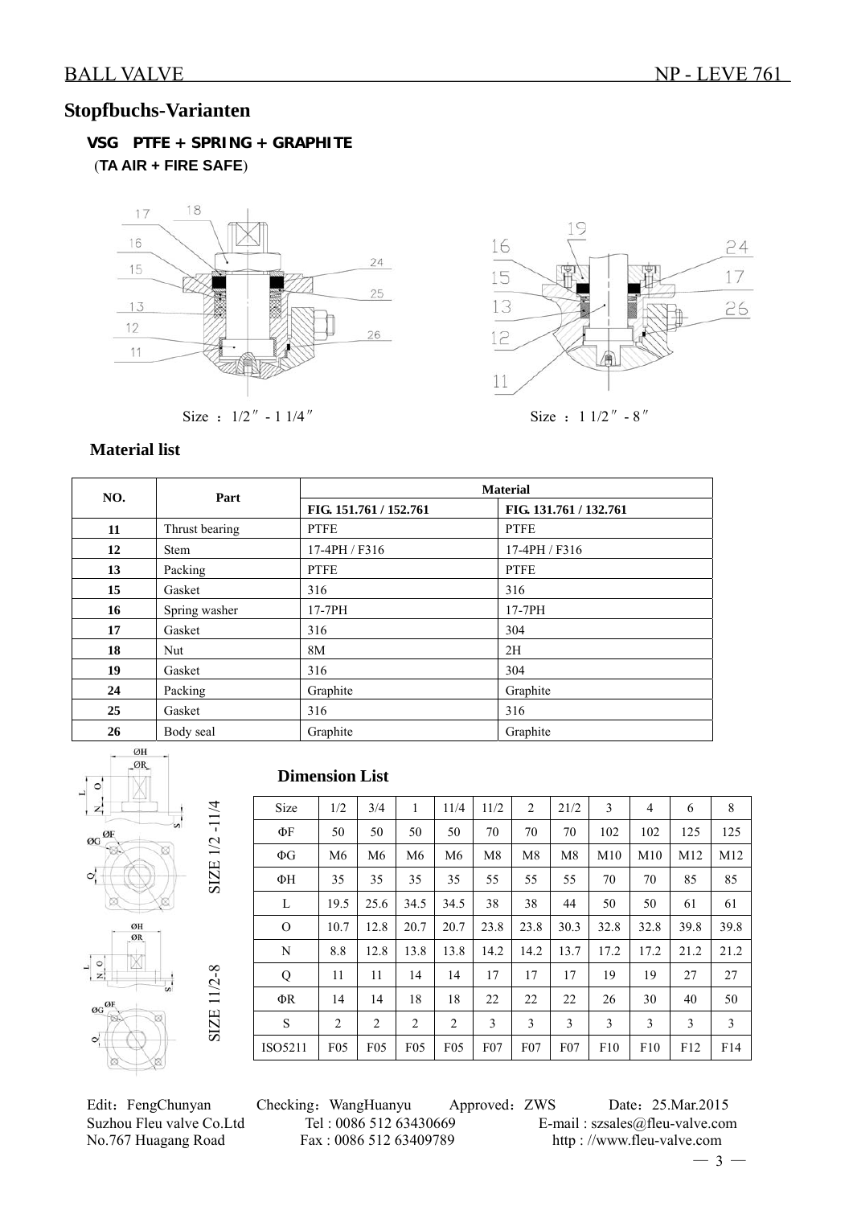## Stopfbuchs-Varianten

**VSG PTFE + SPRING + GRAPHITE**

(**TA AIR + FIRE SAFE**)

Size ：1/2″ - 1 1/4″

Size ：1 1/2″ - 8″

### Material list

| NO. | Part | Material | |
|---|---|---|---|
| | | FIG. 151.761 / 152.761 | FIG. 131.761 / 132.761 |
| 11 | Thrust bearing | PTFE | PTFE |
| 12 | Stem | 17-4PH / F316 | 17-4PH / F316 |
| 13 | Packing | PTFE | PTFE |
| 15 | Gasket | 316 | 316 |
| 16 | Spring washer | 17-7PH | 17-7PH |
| 17 | Gasket | 316 | 304 |
| 18 | Nut | 8M | 2H |
| 19 | Gasket | 316 | 304 |
| 24 | Packing | Graphite | Graphite |
| 25 | Gasket | 316 | 316 |
| 26 | Body seal | Graphite | Graphite |

SIZE 1/2 -11/4

SIZE 11/2-8

### Dimension List

| Size | 1/2 | 3/4 | 1 | 11/4 | 11/2 | 2 | 21/2 | 3 | 4 | 6 | 8 |
|---|---|---|---|---|---|---|---|---|---|---|---|
| ΦF | 50 | 50 | 50 | 50 | 70 | 70 | 70 | 102 | 102 | 125 | 125 |
| ΦG | M6 | M6 | M6 | M6 | M8 | M8 | M8 | M10 | M10 | M12 | M12 |
| ΦH | 35 | 35 | 35 | 35 | 55 | 55 | 55 | 70 | 70 | 85 | 85 |
| L | 19.5 | 25.6 | 34.5 | 34.5 | 38 | 38 | 44 | 50 | 50 | 61 | 61 |
| O | 10.7 | 12.8 | 20.7 | 20.7 | 23.8 | 23.8 | 30.3 | 32.8 | 32.8 | 39.8 | 39.8 |
| N | 8.8 | 12.8 | 13.8 | 13.8 | 14.2 | 14.2 | 13.7 | 17.2 | 17.2 | 21.2 | 21.2 |
| Q | 11 | 11 | 14 | 14 | 17 | 17 | 17 | 19 | 19 | 27 | 27 |
| ΦR | 14 | 14 | 18 | 18 | 22 | 22 | 22 | 26 | 30 | 40 | 50 |
| S | 2 | 2 | 2 | 2 | 3 | 3 | 3 | 3 | 3 | 3 | 3 |
| ISO5211 | F05 | F05 | F05 | F05 | F07 | F07 | F07 | F10 | F10 | F12 | F14 |

Edit：FengChunyan Checking：WangHuanyu Approved：ZWS Date：25.Mar.2015

Suzhou Fleu valve Co.Ltd Tel : 0086 512 63430669 E-mail : szsales@fleu-valve.com

No.767 Huagang Road Fax : 0086 512 63409789 http : //www.fleu-valve.com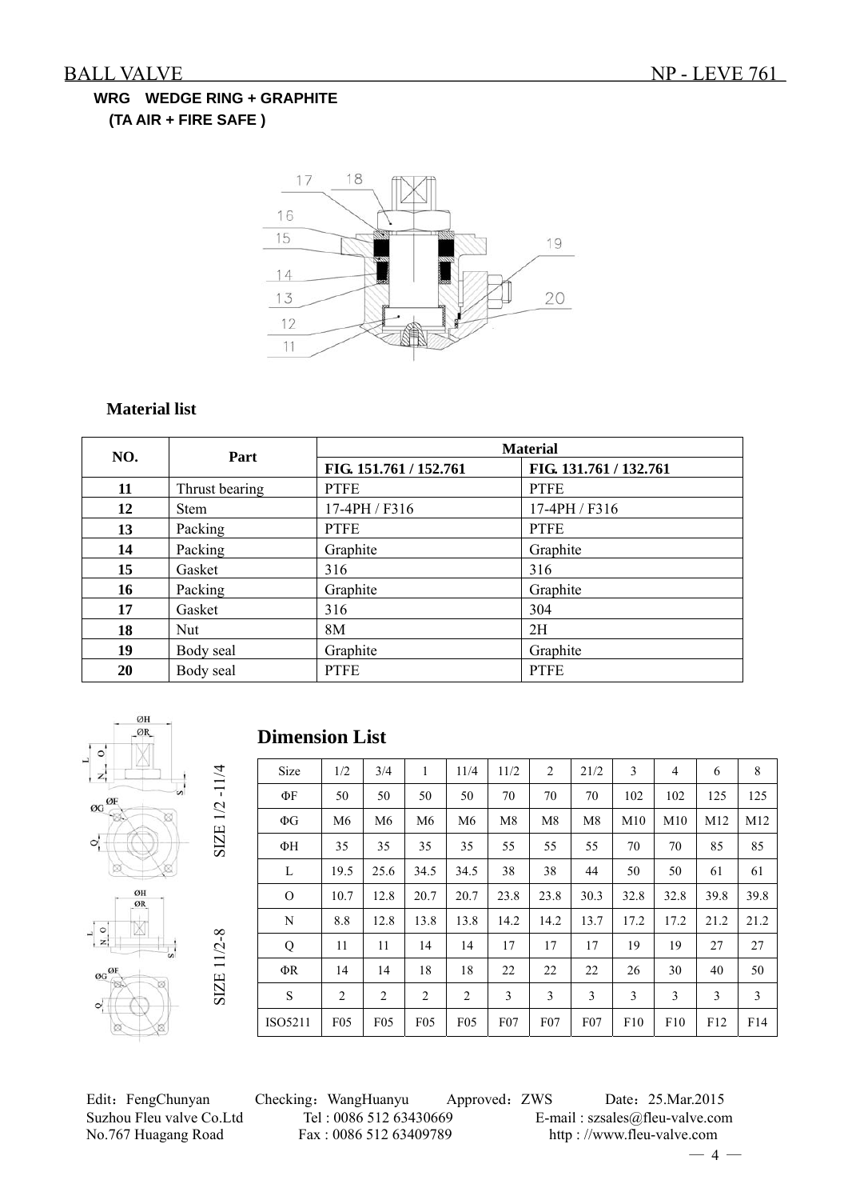**WRG WEDGE RING + GRAPHITE**
**(TA AIR + FIRE SAFE )**

### Material list

| NO. | Part | Material | |
|---|---|---|---|
| | | FIG. 151.761 / 152.761 | FIG. 131.761 / 132.761 |
| **11** | Thrust bearing | PTFE | PTFE |
| **12** | Stem | 17-4PH / F316 | 17-4PH / F316 |
| **13** | Packing | PTFE | PTFE |
| **14** | Packing | Graphite | Graphite |
| **15** | Gasket | 316 | 316 |
| **16** | Packing | Graphite | Graphite |
| **17** | Gasket | 316 | 304 |
| **18** | Nut | 8M | 2H |
| **19** | Body seal | Graphite | Graphite |
| **20** | Body seal | PTFE | PTFE |

SIZE 1/2 -11/4

SIZE 11/2-8

## Dimension List

| Size | 1/2 | 3/4 | 1 | 11/4 | 11/2 | 2 | 21/2 | 3 | 4 | 6 | 8 |
|---|---|---|---|---|---|---|---|---|---|---|---|
| ΦF | 50 | 50 | 50 | 50 | 70 | 70 | 70 | 102 | 102 | 125 | 125 |
| ΦG | M6 | M6 | M6 | M6 | M8 | M8 | M8 | M10 | M10 | M12 | M12 |
| ΦH | 35 | 35 | 35 | 35 | 55 | 55 | 55 | 70 | 70 | 85 | 85 |
| L | 19.5 | 25.6 | 34.5 | 34.5 | 38 | 38 | 44 | 50 | 50 | 61 | 61 |
| O | 10.7 | 12.8 | 20.7 | 20.7 | 23.8 | 23.8 | 30.3 | 32.8 | 32.8 | 39.8 | 39.8 |
| N | 8.8 | 12.8 | 13.8 | 13.8 | 14.2 | 14.2 | 13.7 | 17.2 | 17.2 | 21.2 | 21.2 |
| Q | 11 | 11 | 14 | 14 | 17 | 17 | 17 | 19 | 19 | 27 | 27 |
| ΦR | 14 | 14 | 18 | 18 | 22 | 22 | 22 | 26 | 30 | 40 | 50 |
| S | 2 | 2 | 2 | 2 | 3 | 3 | 3 | 3 | 3 | 3 | 3 |
| ISO5211 | F05 | F05 | F05 | F05 | F07 | F07 | F07 | F10 | F10 | F12 | F14 |

Edit：FengChunyan Checking：WangHuanyu Approved：ZWS Date：25.Mar.2015
Suzhou Fleu valve Co.Ltd Tel : 0086 512 63430669 E-mail : szsales@fleu-valve.com
No.767 Huagang Road Fax : 0086 512 63409789 http : //www.fleu-valve.com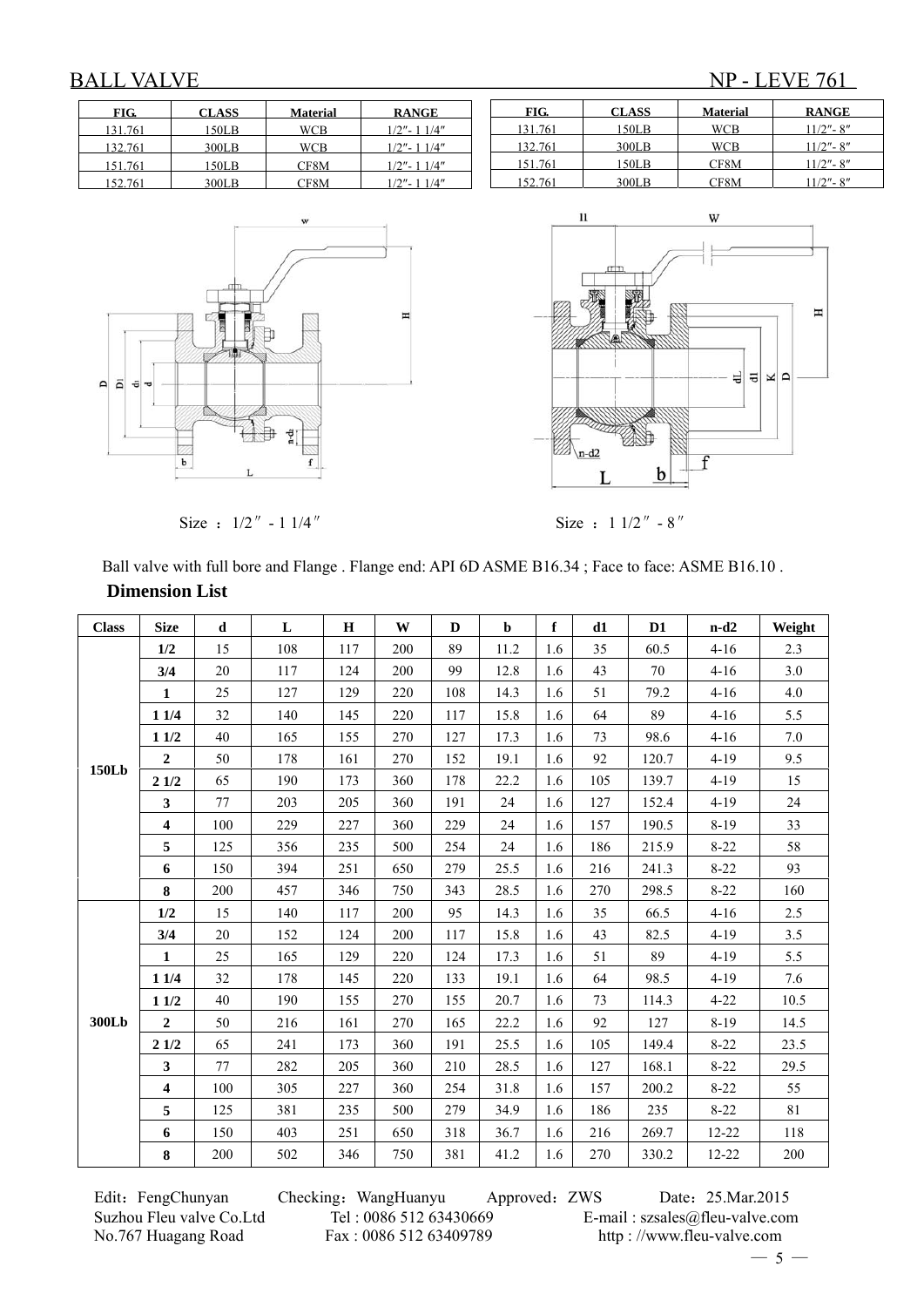# BALL VALVE NP - LEVE 761

| FIG. | CLASS | Material | RANGE |
|---|---|---|---|
| 131.761 | 150LB | WCB | 1/2″- 1 1/4″ |
| 132.761 | 300LB | WCB | 1/2″- 1 1/4″ |
| 151.761 | 150LB | CF8M | 1/2″- 1 1/4″ |
| 152.761 | 300LB | CF8M | 1/2″- 1 1/4″ |

| FIG. | CLASS | Material | RANGE |
|---|---|---|---|
| 131.761 | 150LB | WCB | 11/2″- 8″ |
| 132.761 | 300LB | WCB | 11/2″- 8″ |
| 151.761 | 150LB | CF8M | 11/2″- 8″ |
| 152.761 | 300LB | CF8M | 11/2″- 8″ |

Size ： 1/2″ - 1 1/4″

Size ： 1 1/2″ - 8″

Ball valve with full bore and Flange . Flange end: API 6D ASME B16.34 ; Face to face: ASME B16.10 .

**Dimension List**

| Class | Size | d | L | H | W | D | b | f | d1 | D1 | n-d2 | Weight |
|---|---|---|---|---|---|---|---|---|---|---|---|---|
| 150Lb | 1/2 | 15 | 108 | 117 | 200 | 89 | 11.2 | 1.6 | 35 | 60.5 | 4-16 | 2.3 |
| | 3/4 | 20 | 117 | 124 | 200 | 99 | 12.8 | 1.6 | 43 | 70 | 4-16 | 3.0 |
| | 1 | 25 | 127 | 129 | 220 | 108 | 14.3 | 1.6 | 51 | 79.2 | 4-16 | 4.0 |
| | 1 1/4 | 32 | 140 | 145 | 220 | 117 | 15.8 | 1.6 | 64 | 89 | 4-16 | 5.5 |
| | 1 1/2 | 40 | 165 | 155 | 270 | 127 | 17.3 | 1.6 | 73 | 98.6 | 4-16 | 7.0 |
| | 2 | 50 | 178 | 161 | 270 | 152 | 19.1 | 1.6 | 92 | 120.7 | 4-19 | 9.5 |
| | 2 1/2 | 65 | 190 | 173 | 360 | 178 | 22.2 | 1.6 | 105 | 139.7 | 4-19 | 15 |
| | 3 | 77 | 203 | 205 | 360 | 191 | 24 | 1.6 | 127 | 152.4 | 4-19 | 24 |
| | 4 | 100 | 229 | 227 | 360 | 229 | 24 | 1.6 | 157 | 190.5 | 8-19 | 33 |
| | 5 | 125 | 356 | 235 | 500 | 254 | 24 | 1.6 | 186 | 215.9 | 8-22 | 58 |
| | 6 | 150 | 394 | 251 | 650 | 279 | 25.5 | 1.6 | 216 | 241.3 | 8-22 | 93 |
| | 8 | 200 | 457 | 346 | 750 | 343 | 28.5 | 1.6 | 270 | 298.5 | 8-22 | 160 |
| 300Lb | 1/2 | 15 | 140 | 117 | 200 | 95 | 14.3 | 1.6 | 35 | 66.5 | 4-16 | 2.5 |
| | 3/4 | 20 | 152 | 124 | 200 | 117 | 15.8 | 1.6 | 43 | 82.5 | 4-19 | 3.5 |
| | 1 | 25 | 165 | 129 | 220 | 124 | 17.3 | 1.6 | 51 | 89 | 4-19 | 5.5 |
| | 1 1/4 | 32 | 178 | 145 | 220 | 133 | 19.1 | 1.6 | 64 | 98.5 | 4-19 | 7.6 |
| | 1 1/2 | 40 | 190 | 155 | 270 | 155 | 20.7 | 1.6 | 73 | 114.3 | 4-22 | 10.5 |
| | 2 | 50 | 216 | 161 | 270 | 165 | 22.2 | 1.6 | 92 | 127 | 8-19 | 14.5 |
| | 2 1/2 | 65 | 241 | 173 | 360 | 191 | 25.5 | 1.6 | 105 | 149.4 | 8-22 | 23.5 |
| | 3 | 77 | 282 | 205 | 360 | 210 | 28.5 | 1.6 | 127 | 168.1 | 8-22 | 29.5 |
| | 4 | 100 | 305 | 227 | 360 | 254 | 31.8 | 1.6 | 157 | 200.2 | 8-22 | 55 |
| | 5 | 125 | 381 | 235 | 500 | 279 | 34.9 | 1.6 | 186 | 235 | 8-22 | 81 |
| | 6 | 150 | 403 | 251 | 650 | 318 | 36.7 | 1.6 | 216 | 269.7 | 12-22 | 118 |
| | 8 | 200 | 502 | 346 | 750 | 381 | 41.2 | 1.6 | 270 | 330.2 | 12-22 | 200 |

Edit：FengChunyan Checking：WangHuanyu Approved：ZWS Date：25.Mar.2015
Suzhou Fleu valve Co.Ltd Tel : 0086 512 63430669 E-mail : szsales@fleu-valve.com
No.767 Huagang Road Fax : 0086 512 63409789 http : //www.fleu-valve.com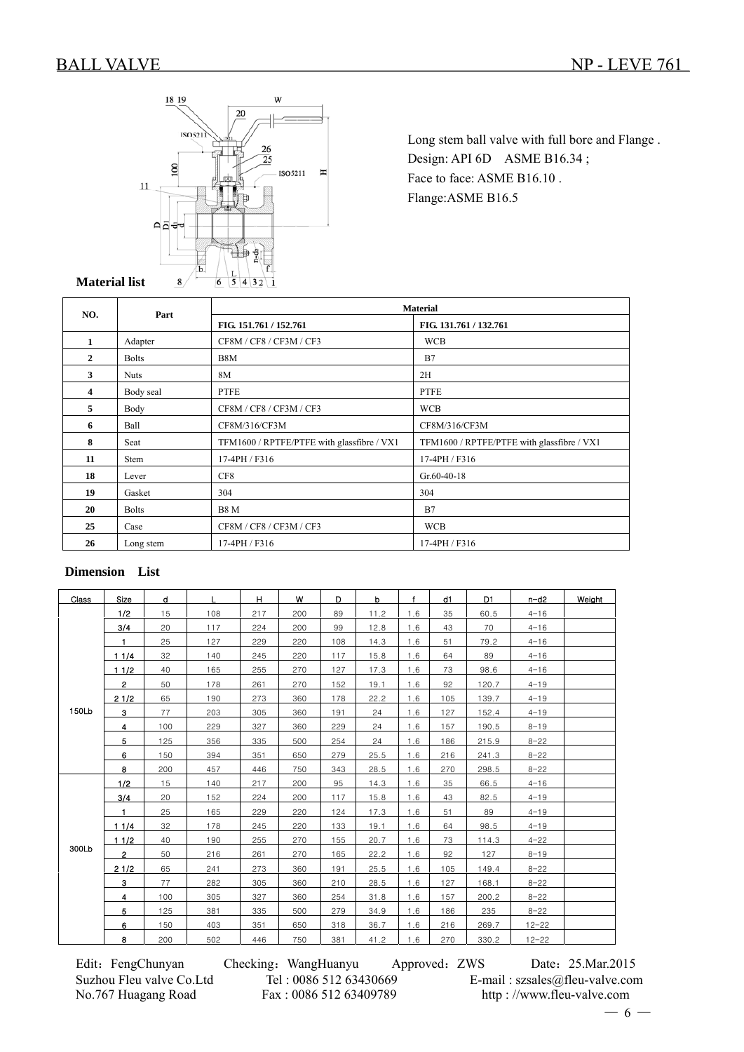# BALL VALVE NP - LEVE 761

Long stem ball valve with full bore and Flange .
Design: API 6D ASME B16.34 ;
Face to face: ASME B16.10 .
Flange:ASME B16.5

**Material list**

| NO. | Part | Material | |
|---|---|---|---|
| | | FIG. 151.761 / 152.761 | FIG. 131.761 / 132.761 |
| 1 | Adapter | CF8M / CF8 / CF3M / CF3 | WCB |
| 2 | Bolts | B8M | B7 |
| 3 | Nuts | 8M | 2H |
| 4 | Body seal | PTFE | PTFE |
| 5 | Body | CF8M / CF8 / CF3M / CF3 | WCB |
| 6 | Ball | CF8M/316/CF3M | CF8M/316/CF3M |
| 8 | Seat | TFM1600 / RPTFE/PTFE with glassfibre / VX1 | TFM1600 / RPTFE/PTFE with glassfibre / VX1 |
| 11 | Stem | 17-4PH / F316 | 17-4PH / F316 |
| 18 | Lever | CF8 | Gr.60-40-18 |
| 19 | Gasket | 304 | 304 |
| 20 | Bolts | B8 M | B7 |
| 25 | Case | CF8M / CF8 / CF3M / CF3 | WCB |
| 26 | Long stem | 17-4PH / F316 | 17-4PH / F316 |

**Dimension List**

| Class | Size | d | L | H | W | D | b | f | d1 | D1 | n−d2 | Weight |
|---|---|---|---|---|---|---|---|---|---|---|---|---|
| 150Lb | 1/2 | 15 | 108 | 217 | 200 | 89 | 11.2 | 1.6 | 35 | 60.5 | 4−16 | |
| | 3/4 | 20 | 117 | 224 | 200 | 99 | 12.8 | 1.6 | 43 | 70 | 4−16 | |
| | 1 | 25 | 127 | 229 | 220 | 108 | 14.3 | 1.6 | 51 | 79.2 | 4−16 | |
| | 1 1/4 | 32 | 140 | 245 | 220 | 117 | 15.8 | 1.6 | 64 | 89 | 4−16 | |
| | 1 1/2 | 40 | 165 | 255 | 270 | 127 | 17.3 | 1.6 | 73 | 98.6 | 4−16 | |
| | 2 | 50 | 178 | 261 | 270 | 152 | 19.1 | 1.6 | 92 | 120.7 | 4−19 | |
| | 2 1/2 | 65 | 190 | 273 | 360 | 178 | 22.2 | 1.6 | 105 | 139.7 | 4−19 | |
| | 3 | 77 | 203 | 305 | 360 | 191 | 24 | 1.6 | 127 | 152.4 | 4−19 | |
| | 4 | 100 | 229 | 327 | 360 | 229 | 24 | 1.6 | 157 | 190.5 | 8−19 | |
| | 5 | 125 | 356 | 335 | 500 | 254 | 24 | 1.6 | 186 | 215.9 | 8−22 | |
| | 6 | 150 | 394 | 351 | 650 | 279 | 25.5 | 1.6 | 216 | 241.3 | 8−22 | |
| | 8 | 200 | 457 | 446 | 750 | 343 | 28.5 | 1.6 | 270 | 298.5 | 8−22 | |
| 300Lb | 1/2 | 15 | 140 | 217 | 200 | 95 | 14.3 | 1.6 | 35 | 66.5 | 4−16 | |
| | 3/4 | 20 | 152 | 224 | 200 | 117 | 15.8 | 1.6 | 43 | 82.5 | 4−19 | |
| | 1 | 25 | 165 | 229 | 220 | 124 | 17.3 | 1.6 | 51 | 89 | 4−19 | |
| | 1 1/4 | 32 | 178 | 245 | 220 | 133 | 19.1 | 1.6 | 64 | 98.5 | 4−19 | |
| | 1 1/2 | 40 | 190 | 255 | 270 | 155 | 20.7 | 1.6 | 73 | 114.3 | 4−22 | |
| | 2 | 50 | 216 | 261 | 270 | 165 | 22.2 | 1.6 | 92 | 127 | 8−19 | |
| | 2 1/2 | 65 | 241 | 273 | 360 | 191 | 25.5 | 1.6 | 105 | 149.4 | 8−22 | |
| | 3 | 77 | 282 | 305 | 360 | 210 | 28.5 | 1.6 | 127 | 168.1 | 8−22 | |
| | 4 | 100 | 305 | 327 | 360 | 254 | 31.8 | 1.6 | 157 | 200.2 | 8−22 | |
| | 5 | 125 | 381 | 335 | 500 | 279 | 34.9 | 1.6 | 186 | 235 | 8−22 | |
| | 6 | 150 | 403 | 351 | 650 | 318 | 36.7 | 1.6 | 216 | 269.7 | 12−22 | |
| | 8 | 200 | 502 | 446 | 750 | 381 | 41.2 | 1.6 | 270 | 330.2 | 12−22 | |

Edit：FengChunyan Checking：WangHuanyu Approved：ZWS Date：25.Mar.2015
Suzhou Fleu valve Co.Ltd Tel : 0086 512 63430669 E-mail : szsales@fleu-valve.com
No.767 Huagang Road Fax : 0086 512 63409789 http : //www.fleu-valve.com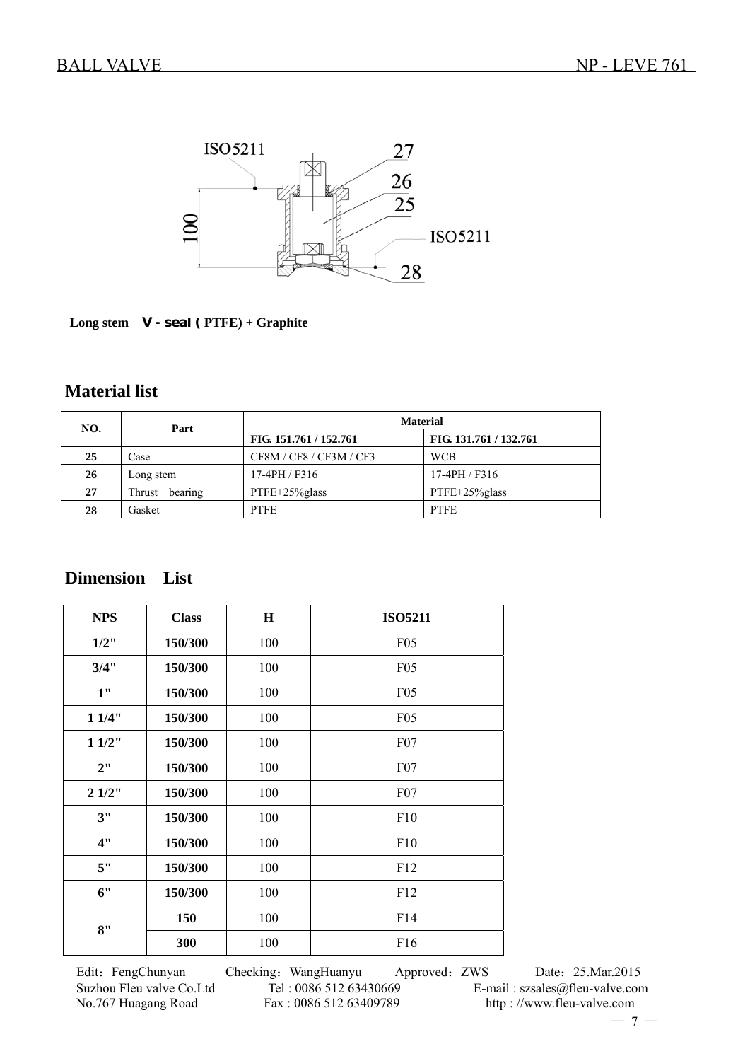Long stem **V - seal ( PTFE) + Graphite**

## Material list

| NO. | Part | Material | |
|---|---|---|---|
| | | FIG. 151.761 / 152.761 | FIG. 131.761 / 132.761 |
| **25** | Case | CF8M / CF8 / CF3M / CF3 | WCB |
| **26** | Long stem | 17-4PH / F316 | 17-4PH / F316 |
| **27** | Thrust bearing | PTFE+25%glass | PTFE+25%glass |
| **28** | Gasket | PTFE | PTFE |

## Dimension List

| NPS | Class | H | ISO5211 |
|---|---|---|---|
| **1/2"** | **150/300** | 100 | F05 |
| **3/4"** | **150/300** | 100 | F05 |
| **1"** | **150/300** | 100 | F05 |
| **1 1/4"** | **150/300** | 100 | F05 |
| **1 1/2"** | **150/300** | 100 | F07 |
| **2"** | **150/300** | 100 | F07 |
| **2 1/2"** | **150/300** | 100 | F07 |
| **3"** | **150/300** | 100 | F10 |
| **4"** | **150/300** | 100 | F10 |
| **5"** | **150/300** | 100 | F12 |
| **6"** | **150/300** | 100 | F12 |
| **8"** | **150** | 100 | F14 |
| | **300** | 100 | F16 |

Edit：FengChunyan Checking：WangHuanyu Approved：ZWS Date：25.Mar.2015
Suzhou Fleu valve Co.Ltd Tel : 0086 512 63430669 E-mail : szsales@fleu-valve.com
No.767 Huagang Road Fax : 0086 512 63409789 http : //www.fleu-valve.com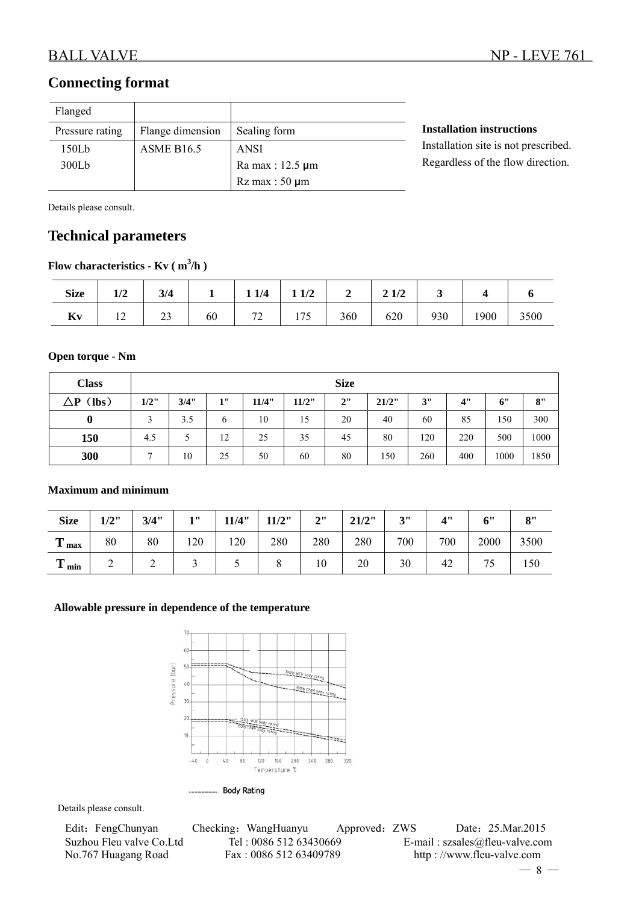## Connecting format

| Flanged | | |
|---|---|---|
| Pressure rating | Flange dimension | Sealing form |
| 150Lb<br>300Lb | ASME B16.5 | ANSI<br>Ra max : 12.5 μm<br>Rz max : 50 μm |

**Installation instructions**

Installation site is not prescribed.

Regardless of the flow direction.

Details please consult.

## Technical parameters

**Flow characteristics - Kv ( $m^3$/h )**

| Size | 1/2 | 3/4 | 1 | 1 1/4 | 1 1/2 | 2 | 2 1/2 | 3 | 4 | 6 |
|---|---|---|---|---|---|---|---|---|---|---|
| Kv | 12 | 23 | 60 | 72 | 175 | 360 | 620 | 930 | 1900 | 3500 |

**Open torque - Nm**

| Class | Size | | | | | | | | | | |
|---|---|---|---|---|---|---|---|---|---|---|---|
| △P（lbs） | 1/2" | 3/4" | 1" | 11/4" | 11/2" | 2" | 21/2" | 3" | 4" | 6" | 8" |
| **0** | 3 | 3.5 | 6 | 10 | 15 | 20 | 40 | 60 | 85 | 150 | 300 |
| **150** | 4.5 | 5 | 12 | 25 | 35 | 45 | 80 | 120 | 220 | 500 | 1000 |
| **300** | 7 | 10 | 25 | 50 | 60 | 80 | 150 | 260 | 400 | 1000 | 1850 |

**Maximum and minimum**

| Size | 1/2" | 3/4" | 1" | 11/4" | 11/2" | 2" | 21/2" | 3" | 4" | 6" | 8" |
|---|---|---|---|---|---|---|---|---|---|---|---|
| $T_{max}$ | 80 | 80 | 120 | 120 | 280 | 280 | 280 | 700 | 700 | 2000 | 3500 |
| $T_{min}$ | 2 | 2 | 3 | 5 | 8 | 10 | 20 | 30 | 42 | 75 | 150 |

**Allowable pressure in dependence of the temperature**

Pressure (bar)
70
60
50
40
30
20
10
300lb WCB body rating
300lb CF8M body rating
150lb WCB body rating
150lb CF8M body rating
-40 0 40 80 120 160 200 240 280 320
Temperature ℃

---------- Body Rating

Details please consult.

Edit：FengChunyan　Checking：WangHuanyu　Approved：ZWS　Date：25.Mar.2015
Suzhou Fleu valve Co.Ltd　Tel : 0086 512 63430669　E-mail : szsales@fleu-valve.com
No.767 Huagang Road　Fax : 0086 512 63409789　http : //www.fleu-valve.com